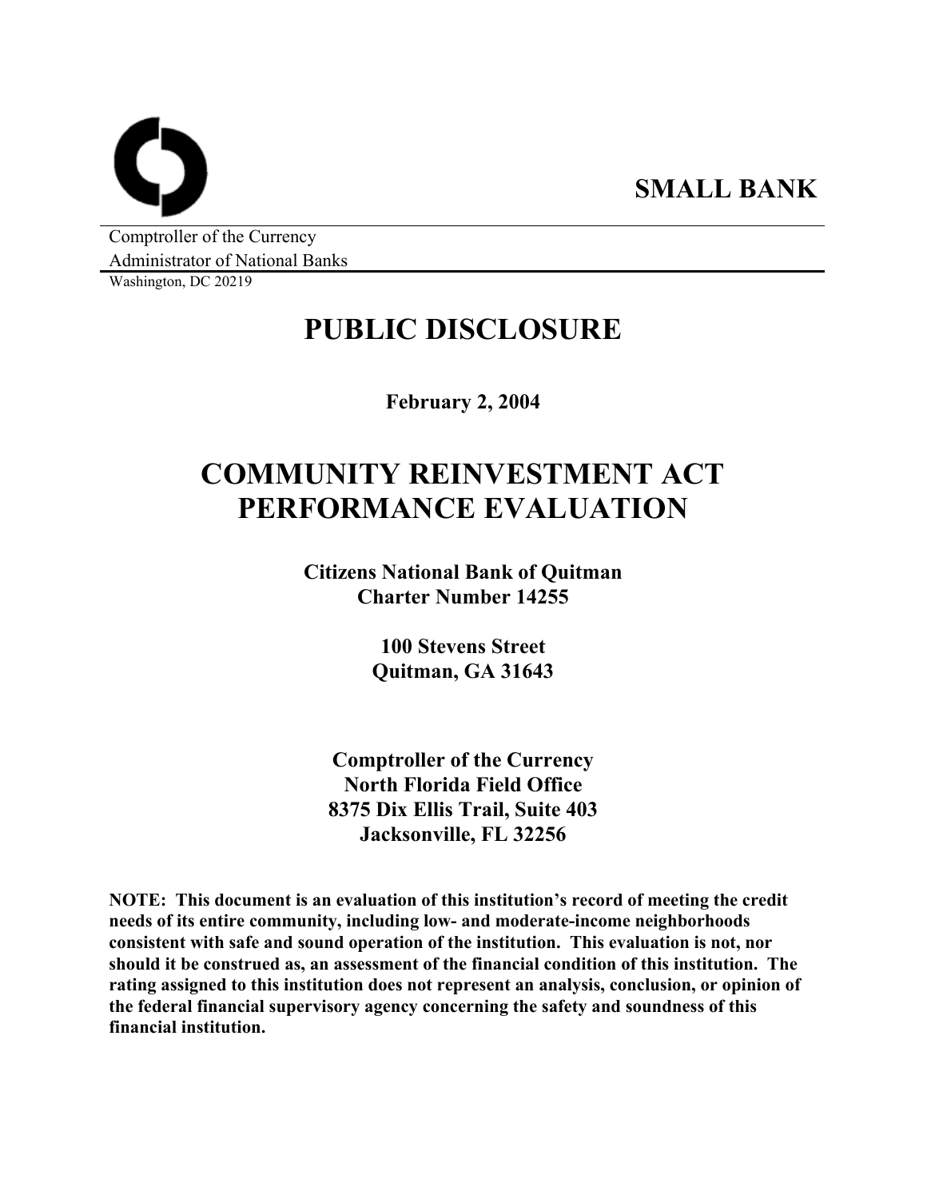**SMALL BANK**

Comptroller of the Currency
Administrator of National Banks
Washington, DC 20219

# PUBLIC DISCLOSURE

**February 2, 2004**

# COMMUNITY REINVESTMENT ACT PERFORMANCE EVALUATION

**Citizens National Bank of Quitman**
**Charter Number 14255**

**100 Stevens Street**
**Quitman, GA 31643**

**Comptroller of the Currency**
**North Florida Field Office**
**8375 Dix Ellis Trail, Suite 403**
**Jacksonville, FL 32256**

**NOTE: This document is an evaluation of this institution's record of meeting the credit needs of its entire community, including low- and moderate-income neighborhoods consistent with safe and sound operation of the institution. This evaluation is not, nor should it be construed as, an assessment of the financial condition of this institution. The rating assigned to this institution does not represent an analysis, conclusion, or opinion of the federal financial supervisory agency concerning the safety and soundness of this financial institution.**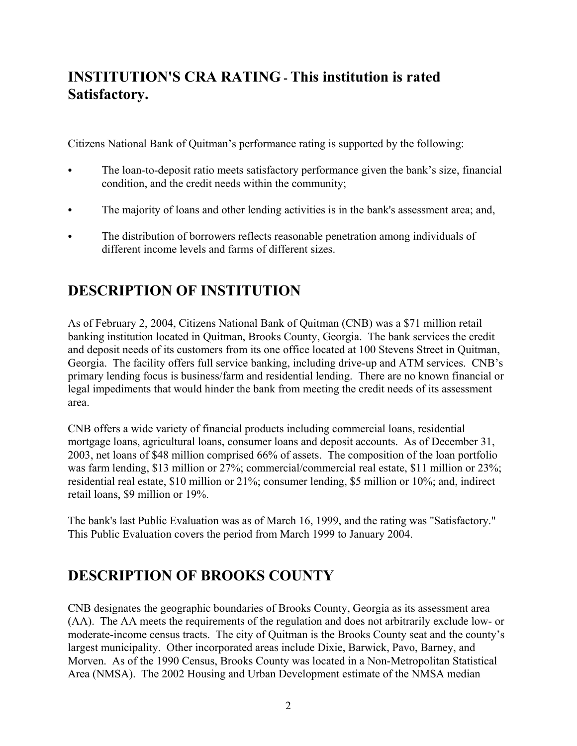## INSTITUTION'S CRA RATING - This institution is rated Satisfactory.

Citizens National Bank of Quitman's performance rating is supported by the following:

- The loan-to-deposit ratio meets satisfactory performance given the bank's size, financial condition, and the credit needs within the community;
- The majority of loans and other lending activities is in the bank's assessment area; and,
- The distribution of borrowers reflects reasonable penetration among individuals of different income levels and farms of different sizes.

# DESCRIPTION OF INSTITUTION

As of February 2, 2004, Citizens National Bank of Quitman (CNB) was a $71 million retail banking institution located in Quitman, Brooks County, Georgia. The bank services the credit and deposit needs of its customers from its one office located at 100 Stevens Street in Quitman, Georgia. The facility offers full service banking, including drive-up and ATM services. CNB's primary lending focus is business/farm and residential lending. There are no known financial or legal impediments that would hinder the bank from meeting the credit needs of its assessment area.

CNB offers a wide variety of financial products including commercial loans, residential mortgage loans, agricultural loans, consumer loans and deposit accounts. As of December 31, 2003, net loans of $48 million comprised 66% of assets. The composition of the loan portfolio was farm lending, $13 million or 27%; commercial/commercial real estate, $11 million or 23%; residential real estate, $10 million or 21%; consumer lending, $5 million or 10%; and, indirect retail loans, $9 million or 19%.

The bank's last Public Evaluation was as of March 16, 1999, and the rating was "Satisfactory." This Public Evaluation covers the period from March 1999 to January 2004.

# DESCRIPTION OF BROOKS COUNTY

CNB designates the geographic boundaries of Brooks County, Georgia as its assessment area (AA). The AA meets the requirements of the regulation and does not arbitrarily exclude low- or moderate-income census tracts. The city of Quitman is the Brooks County seat and the county's largest municipality. Other incorporated areas include Dixie, Barwick, Pavo, Barney, and Morven. As of the 1990 Census, Brooks County was located in a Non-Metropolitan Statistical Area (NMSA). The 2002 Housing and Urban Development estimate of the NMSA median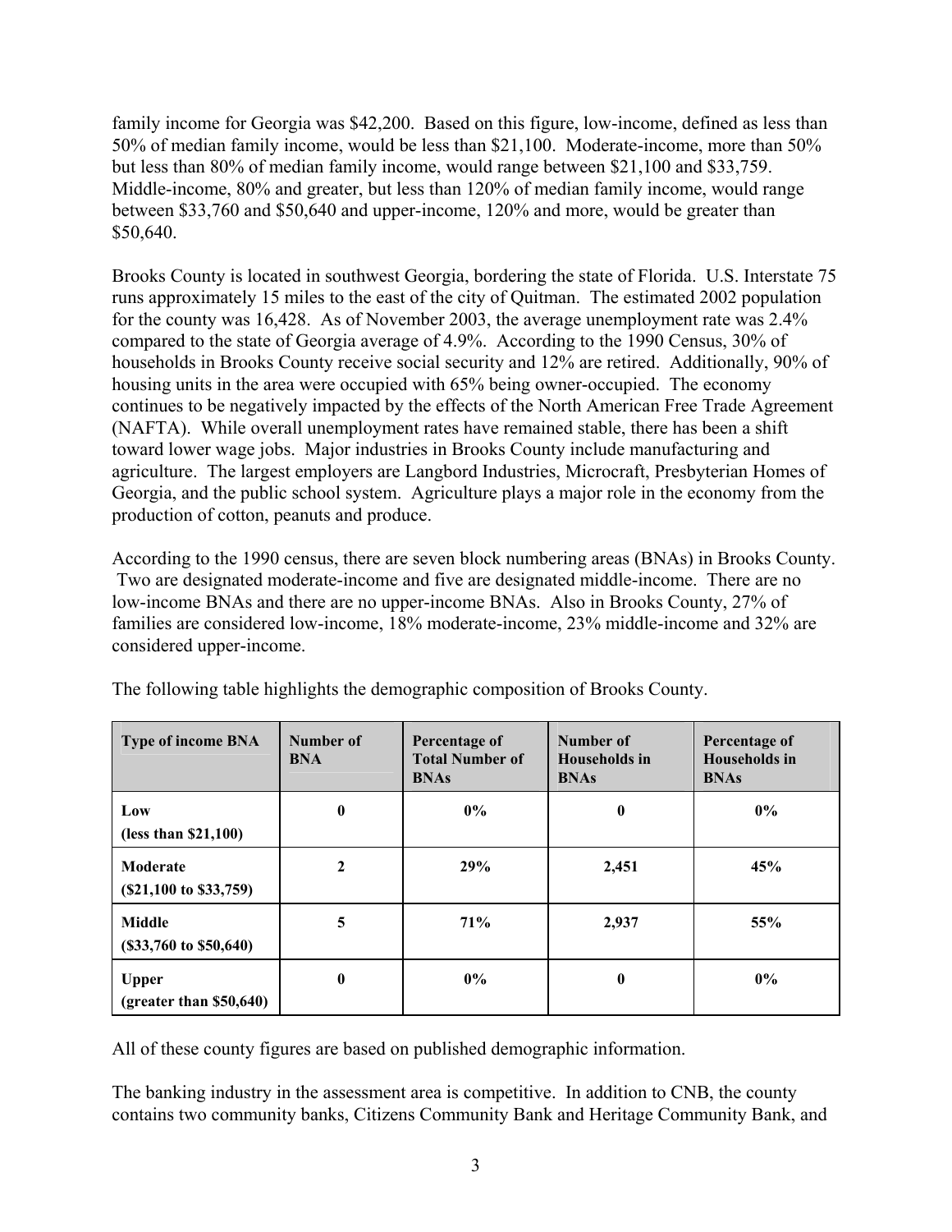family income for Georgia was $42,200. Based on this figure, low-income, defined as less than 50% of median family income, would be less than $21,100. Moderate-income, more than 50% but less than 80% of median family income, would range between $21,100 and $33,759. Middle-income, 80% and greater, but less than 120% of median family income, would range between $33,760 and $50,640 and upper-income, 120% and more, would be greater than $50,640.

Brooks County is located in southwest Georgia, bordering the state of Florida. U.S. Interstate 75 runs approximately 15 miles to the east of the city of Quitman. The estimated 2002 population for the county was 16,428. As of November 2003, the average unemployment rate was 2.4% compared to the state of Georgia average of 4.9%. According to the 1990 Census, 30% of households in Brooks County receive social security and 12% are retired. Additionally, 90% of housing units in the area were occupied with 65% being owner-occupied. The economy continues to be negatively impacted by the effects of the North American Free Trade Agreement (NAFTA). While overall unemployment rates have remained stable, there has been a shift toward lower wage jobs. Major industries in Brooks County include manufacturing and agriculture. The largest employers are Langbord Industries, Microcraft, Presbyterian Homes of Georgia, and the public school system. Agriculture plays a major role in the economy from the production of cotton, peanuts and produce.

According to the 1990 census, there are seven block numbering areas (BNAs) in Brooks County. Two are designated moderate-income and five are designated middle-income. There are no low-income BNAs and there are no upper-income BNAs. Also in Brooks County, 27% of families are considered low-income, 18% moderate-income, 23% middle-income and 32% are considered upper-income.

The following table highlights the demographic composition of Brooks County.

| Type of income BNA | Number of BNA | Percentage of Total Number of BNAs | Number of Households in BNAs | Percentage of Households in BNAs |
|---|---|---|---|---|
| **Low (less than $21,100)** | **0** | **0%** | **0** | **0%** |
| **Moderate ($21,100 to $33,759)** | **2** | **29%** | **2,451** | **45%** |
| **Middle ($33,760 to $50,640)** | **5** | **71%** | **2,937** | **55%** |
| **Upper (greater than $50,640)** | **0** | **0%** | **0** | **0%** |

All of these county figures are based on published demographic information.

The banking industry in the assessment area is competitive. In addition to CNB, the county contains two community banks, Citizens Community Bank and Heritage Community Bank, and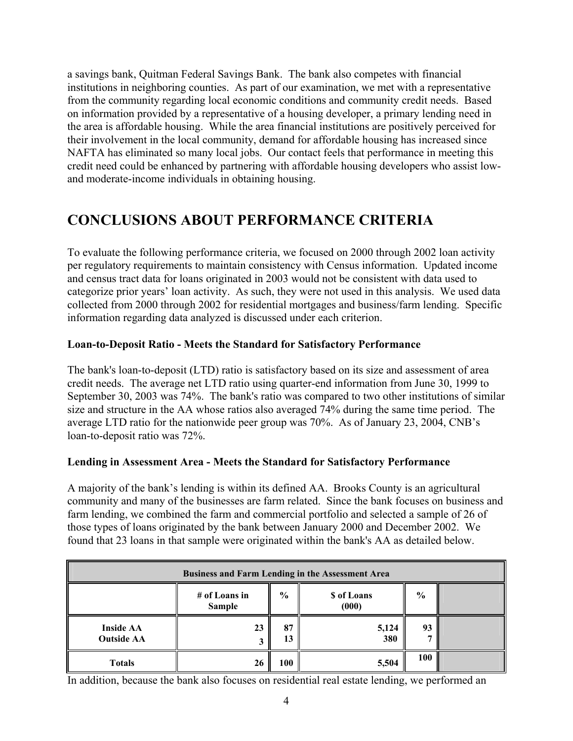a savings bank, Quitman Federal Savings Bank. The bank also competes with financial institutions in neighboring counties. As part of our examination, we met with a representative from the community regarding local economic conditions and community credit needs. Based on information provided by a representative of a housing developer, a primary lending need in the area is affordable housing. While the area financial institutions are positively perceived for their involvement in the local community, demand for affordable housing has increased since NAFTA has eliminated so many local jobs. Our contact feels that performance in meeting this credit need could be enhanced by partnering with affordable housing developers who assist low- and moderate-income individuals in obtaining housing.

# CONCLUSIONS ABOUT PERFORMANCE CRITERIA

To evaluate the following performance criteria, we focused on 2000 through 2002 loan activity per regulatory requirements to maintain consistency with Census information. Updated income and census tract data for loans originated in 2003 would not be consistent with data used to categorize prior years' loan activity. As such, they were not used in this analysis. We used data collected from 2000 through 2002 for residential mortgages and business/farm lending. Specific information regarding data analyzed is discussed under each criterion.

**Loan-to-Deposit Ratio - Meets the Standard for Satisfactory Performance**

The bank's loan-to-deposit (LTD) ratio is satisfactory based on its size and assessment of area credit needs. The average net LTD ratio using quarter-end information from June 30, 1999 to September 30, 2003 was 74%. The bank's ratio was compared to two other institutions of similar size and structure in the AA whose ratios also averaged 74% during the same time period. The average LTD ratio for the nationwide peer group was 70%. As of January 23, 2004, CNB's loan-to-deposit ratio was 72%.

**Lending in Assessment Area - Meets the Standard for Satisfactory Performance**

A majority of the bank's lending is within its defined AA. Brooks County is an agricultural community and many of the businesses are farm related. Since the bank focuses on business and farm lending, we combined the farm and commercial portfolio and selected a sample of 26 of those types of loans originated by the bank between January 2000 and December 2002. We found that 23 loans in that sample were originated within the bank's AA as detailed below.

| Business and Farm Lending in the Assessment Area | | | | | |
|---|---|---|---|---|---|
| | # of Loans in Sample | % | $ of Loans (000) | % | |
| Inside AA | 23 | 87 | 5,124 | 93 | |
| Outside AA | 3 | 13 | 380 | 7 | |
| Totals | 26 | 100 | 5,504 | 100 | |

In addition, because the bank also focuses on residential real estate lending, we performed an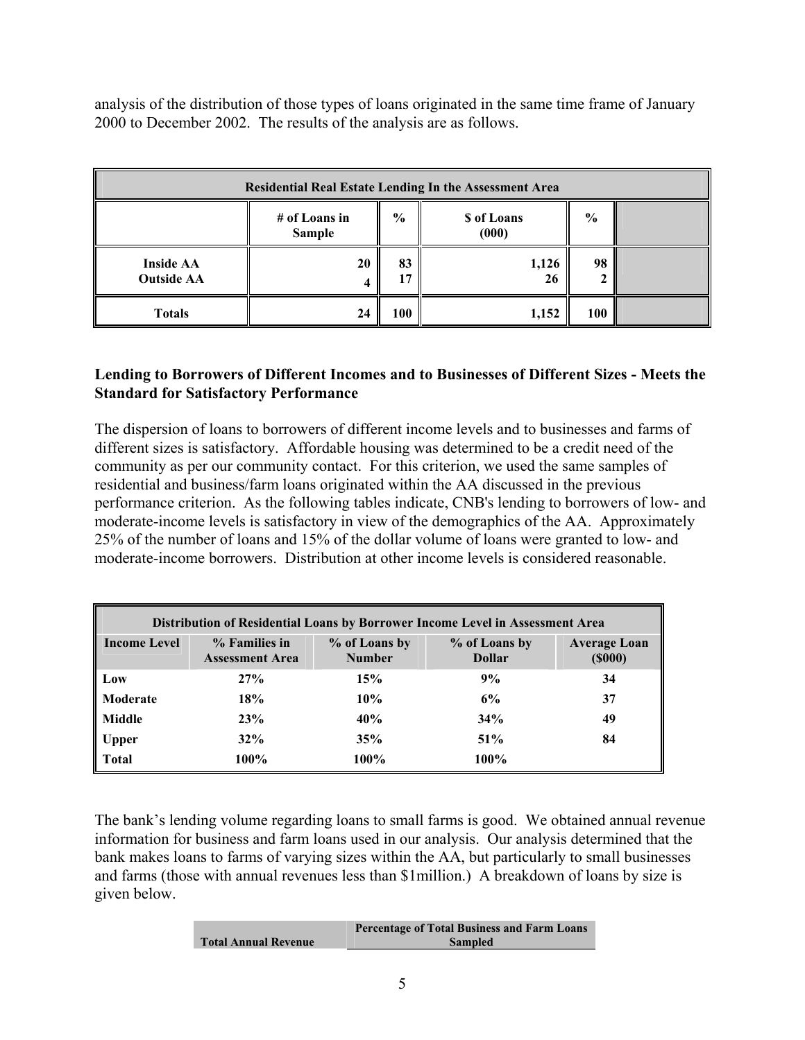analysis of the distribution of those types of loans originated in the same time frame of January 2000 to December 2002. The results of the analysis are as follows.

| Residential Real Estate Lending In the Assessment Area | | | | | |
|---|---|---|---|---|---|
| | # of Loans in Sample | % | $ of Loans (000) | % | |
| Inside AA | 20 | 83 | 1,126 | 98 | |
| Outside AA | 4 | 17 | 26 | 2 | |
| Totals | 24 | 100 | 1,152 | 100 | |

**Lending to Borrowers of Different Incomes and to Businesses of Different Sizes - Meets the Standard for Satisfactory Performance**

The dispersion of loans to borrowers of different income levels and to businesses and farms of different sizes is satisfactory. Affordable housing was determined to be a credit need of the community as per our community contact. For this criterion, we used the same samples of residential and business/farm loans originated within the AA discussed in the previous performance criterion. As the following tables indicate, CNB's lending to borrowers of low- and moderate-income levels is satisfactory in view of the demographics of the AA. Approximately 25% of the number of loans and 15% of the dollar volume of loans were granted to low- and moderate-income borrowers. Distribution at other income levels is considered reasonable.

| Distribution of Residential Loans by Borrower Income Level in Assessment Area | | | | |
|---|---|---|---|---|
| Income Level | % Families in Assessment Area | % of Loans by Number | % of Loans by Dollar | Average Loan ($000) |
| Low | 27% | 15% | 9% | 34 |
| Moderate | 18% | 10% | 6% | 37 |
| Middle | 23% | 40% | 34% | 49 |
| Upper | 32% | 35% | 51% | 84 |
| Total | 100% | 100% | 100% | |

The bank's lending volume regarding loans to small farms is good. We obtained annual revenue information for business and farm loans used in our analysis. Our analysis determined that the bank makes loans to farms of varying sizes within the AA, but particularly to small businesses and farms (those with annual revenues less than $1million.) A breakdown of loans by size is given below.

| Total Annual Revenue | Percentage of Total Business and Farm Loans Sampled |
|---|---|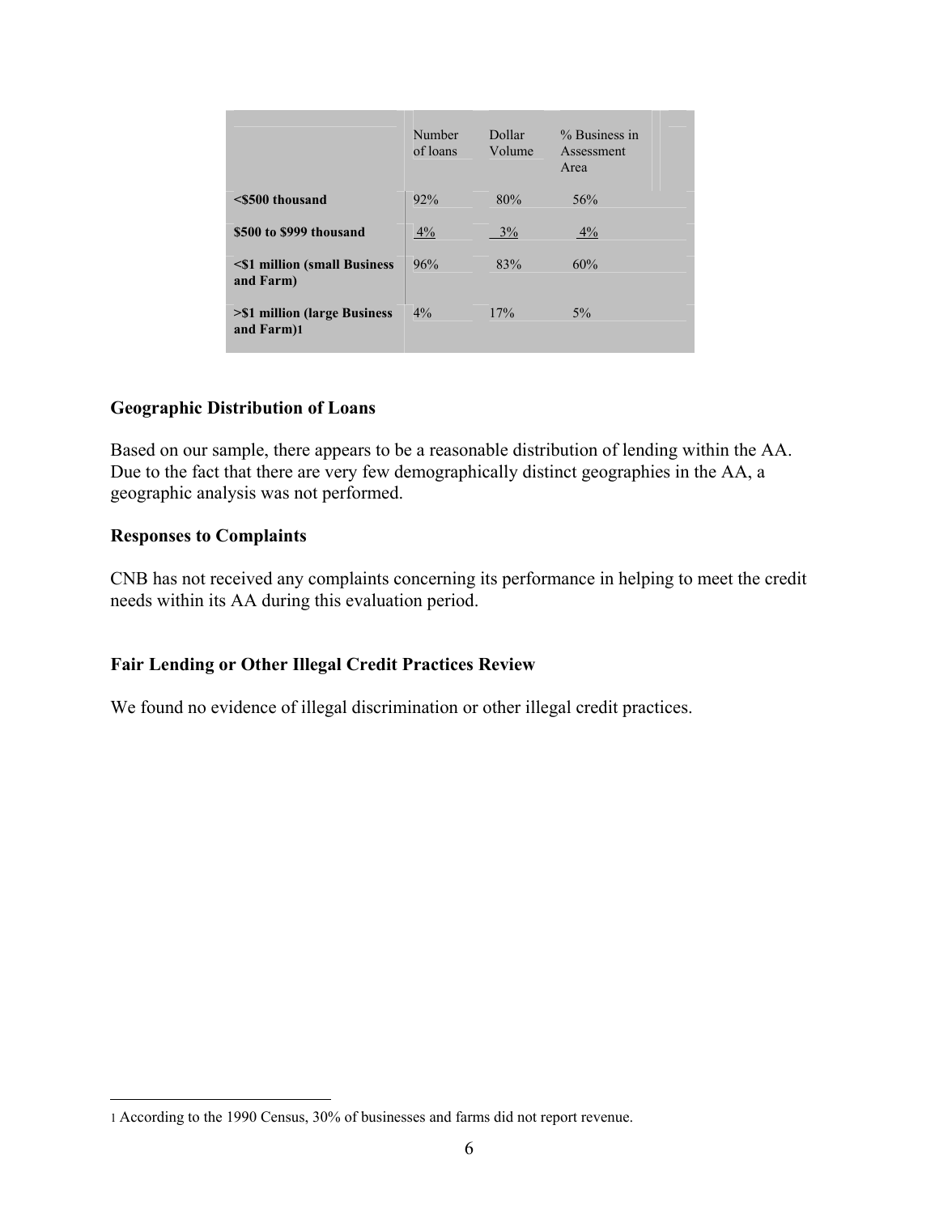| | Number of loans | Dollar Volume | % Business in Assessment Area |
|---|---|---|---|
| **<$500 thousand** | 92% | 80% | 56% |
| **$500 to $999 thousand** | 4% | 3% | 4% |
| **<$1 million (small Business and Farm)** | 96% | 83% | 60% |
| **>$1 million (large Business and Farm)[1]** | 4% | 17% | 5% |

### Geographic Distribution of Loans

Based on our sample, there appears to be a reasonable distribution of lending within the AA. Due to the fact that there are very few demographically distinct geographies in the AA, a geographic analysis was not performed.

### Responses to Complaints

CNB has not received any complaints concerning its performance in helping to meet the credit needs within its AA during this evaluation period.

### Fair Lending or Other Illegal Credit Practices Review

We found no evidence of illegal discrimination or other illegal credit practices.

---

[1] According to the 1990 Census, 30% of businesses and farms did not report revenue.